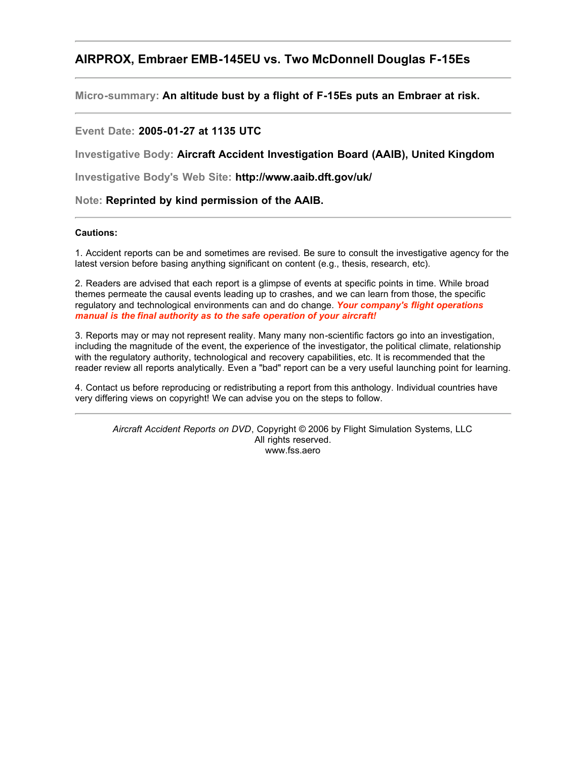# AIRPROX, Embraer EMB-145EU vs. Two McDonnell Douglas F-15Es

**Micro-summary:** **An altitude bust by a flight of F-15Es puts an Embraer at risk.**

**Event Date:** **2005-01-27 at 1135 UTC**

**Investigative Body:** **Aircraft Accident Investigation Board (AAIB), United Kingdom**

**Investigative Body's Web Site:** **http://www.aaib.dft.gov/uk/**

**Note:** **Reprinted by kind permission of the AAIB.**

**Cautions:**

1. Accident reports can be and sometimes are revised. Be sure to consult the investigative agency for the latest version before basing anything significant on content (e.g., thesis, research, etc).

2. Readers are advised that each report is a glimpse of events at specific points in time. While broad themes permeate the causal events leading up to crashes, and we can learn from those, the specific regulatory and technological environments can and do change. ***Your company's flight operations manual is the final authority as to the safe operation of your aircraft!***

3. Reports may or may not represent reality. Many many non-scientific factors go into an investigation, including the magnitude of the event, the experience of the investigator, the political climate, relationship with the regulatory authority, technological and recovery capabilities, etc. It is recommended that the reader review all reports analytically. Even a "bad" report can be a very useful launching point for learning.

4. Contact us before reproducing or redistributing a report from this anthology. Individual countries have very differing views on copyright! We can advise you on the steps to follow.

*Aircraft Accident Reports on DVD*, Copyright © 2006 by Flight Simulation Systems, LLC
All rights reserved.
www.fss.aero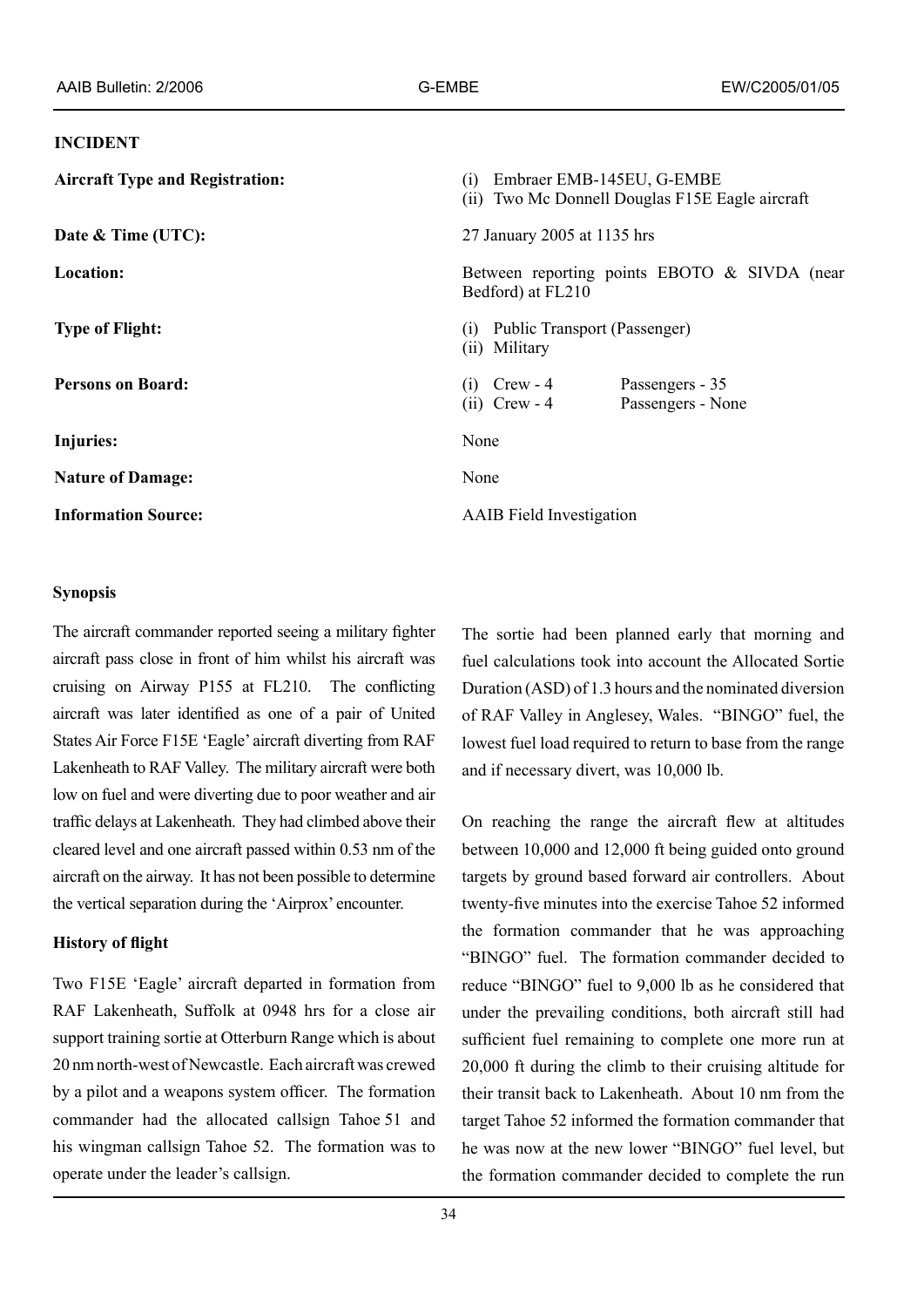## INCIDENT

| | |
|---|---|
| **Aircraft Type and Registration:** | (i) Embraer EMB-145EU, G-EMBE<br>(ii) Two Mc Donnell Douglas F15E Eagle aircraft |
| **Date & Time (UTC):** | 27 January 2005 at 1135 hrs |
| **Location:** | Between reporting points EBOTO & SIVDA (near Bedford) at FL210 |
| **Type of Flight:** | (i) Public Transport (Passenger)<br>(ii) Military |
| **Persons on Board:** | (i) Crew - 4 Passengers - 35<br>(ii) Crew - 4 Passengers - None |
| **Injuries:** | None |
| **Nature of Damage:** | None |
| **Information Source:** | AAIB Field Investigation |

### Synopsis

The aircraft commander reported seeing a military fighter aircraft pass close in front of him whilst his aircraft was cruising on Airway P155 at FL210. The conflicting aircraft was later identified as one of a pair of United States Air Force F15E 'Eagle' aircraft diverting from RAF Lakenheath to RAF Valley. The military aircraft were both low on fuel and were diverting due to poor weather and air traffic delays at Lakenheath. They had climbed above their cleared level and one aircraft passed within 0.53 nm of the aircraft on the airway. It has not been possible to determine the vertical separation during the 'Airprox' encounter.

### History of flight

Two F15E 'Eagle' aircraft departed in formation from RAF Lakenheath, Suffolk at 0948 hrs for a close air support training sortie at Otterburn Range which is about 20 nm north-west of Newcastle. Each aircraft was crewed by a pilot and a weapons system officer. The formation commander had the allocated callsign Tahoe 51 and his wingman callsign Tahoe 52. The formation was to operate under the leader's callsign.

The sortie had been planned early that morning and fuel calculations took into account the Allocated Sortie Duration (ASD) of 1.3 hours and the nominated diversion of RAF Valley in Anglesey, Wales. "BINGO" fuel, the lowest fuel load required to return to base from the range and if necessary divert, was 10,000 lb.

On reaching the range the aircraft flew at altitudes between 10,000 and 12,000 ft being guided onto ground targets by ground based forward air controllers. About twenty-five minutes into the exercise Tahoe 52 informed the formation commander that he was approaching "BINGO" fuel. The formation commander decided to reduce "BINGO" fuel to 9,000 lb as he considered that under the prevailing conditions, both aircraft still had sufficient fuel remaining to complete one more run at 20,000 ft during the climb to their cruising altitude for their transit back to Lakenheath. About 10 nm from the target Tahoe 52 informed the formation commander that he was now at the new lower "BINGO" fuel level, but the formation commander decided to complete the run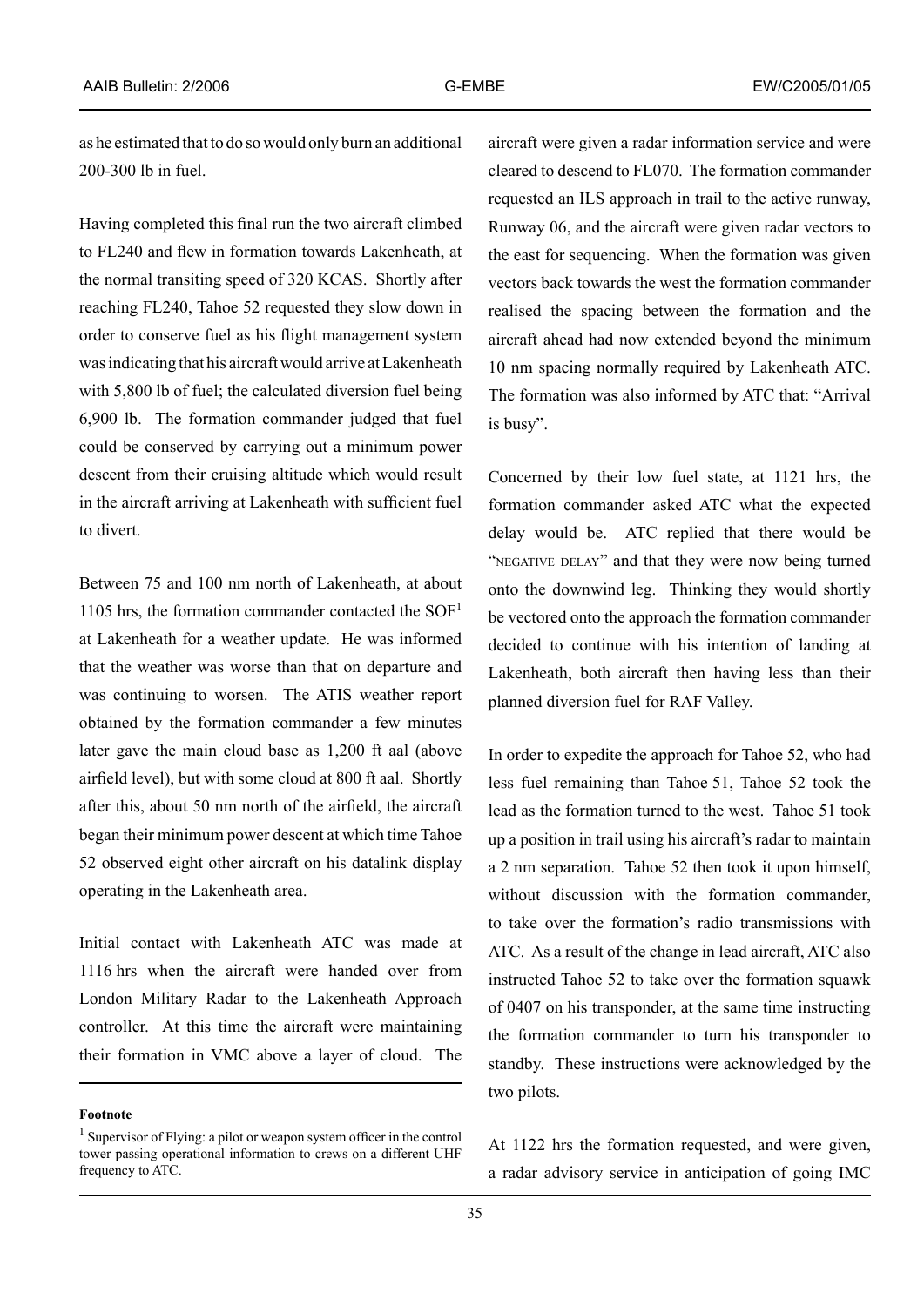as he estimated that to do so would only burn an additional 200-300 lb in fuel.

Having completed this final run the two aircraft climbed to FL240 and flew in formation towards Lakenheath, at the normal transiting speed of 320 KCAS. Shortly after reaching FL240, Tahoe 52 requested they slow down in order to conserve fuel as his flight management system was indicating that his aircraft would arrive at Lakenheath with 5,800 lb of fuel; the calculated diversion fuel being 6,900 lb. The formation commander judged that fuel could be conserved by carrying out a minimum power descent from their cruising altitude which would result in the aircraft arriving at Lakenheath with sufficient fuel to divert.

Between 75 and 100 nm north of Lakenheath, at about 1105 hrs, the formation commander contacted the SOF[1] at Lakenheath for a weather update. He was informed that the weather was worse than that on departure and was continuing to worsen. The ATIS weather report obtained by the formation commander a few minutes later gave the main cloud base as 1,200 ft aal (above airfield level), but with some cloud at 800 ft aal. Shortly after this, about 50 nm north of the airfield, the aircraft began their minimum power descent at which time Tahoe 52 observed eight other aircraft on his datalink display operating in the Lakenheath area.

Initial contact with Lakenheath ATC was made at 1116 hrs when the aircraft were handed over from London Military Radar to the Lakenheath Approach controller. At this time the aircraft were maintaining their formation in VMC above a layer of cloud. The aircraft were given a radar information service and were cleared to descend to FL070. The formation commander requested an ILS approach in trail to the active runway, Runway 06, and the aircraft were given radar vectors to the east for sequencing. When the formation was given vectors back towards the west the formation commander realised the spacing between the formation and the aircraft ahead had now extended beyond the minimum 10 nm spacing normally required by Lakenheath ATC. The formation was also informed by ATC that: "Arrival is busy".

Concerned by their low fuel state, at 1121 hrs, the formation commander asked ATC what the expected delay would be. ATC replied that there would be "NEGATIVE DELAY" and that they were now being turned onto the downwind leg. Thinking they would shortly be vectored onto the approach the formation commander decided to continue with his intention of landing at Lakenheath, both aircraft then having less than their planned diversion fuel for RAF Valley.

In order to expedite the approach for Tahoe 52, who had less fuel remaining than Tahoe 51, Tahoe 52 took the lead as the formation turned to the west. Tahoe 51 took up a position in trail using his aircraft's radar to maintain a 2 nm separation. Tahoe 52 then took it upon himself, without discussion with the formation commander, to take over the formation's radio transmissions with ATC. As a result of the change in lead aircraft, ATC also instructed Tahoe 52 to take over the formation squawk of 0407 on his transponder, at the same time instructing the formation commander to turn his transponder to standby. These instructions were acknowledged by the two pilots.

At 1122 hrs the formation requested, and were given, a radar advisory service in anticipation of going IMC

---

**Footnote**

[1] Supervisor of Flying: a pilot or weapon system officer in the control tower passing operational information to crews on a different UHF frequency to ATC.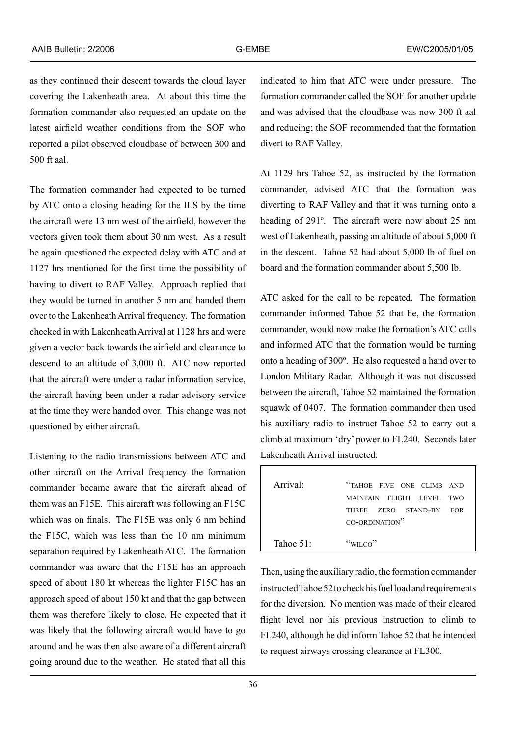as they continued their descent towards the cloud layer covering the Lakenheath area. At about this time the formation commander also requested an update on the latest airfield weather conditions from the SOF who reported a pilot observed cloudbase of between 300 and 500 ft aal.

The formation commander had expected to be turned by ATC onto a closing heading for the ILS by the time the aircraft were 13 nm west of the airfield, however the vectors given took them about 30 nm west. As a result he again questioned the expected delay with ATC and at 1127 hrs mentioned for the first time the possibility of having to divert to RAF Valley. Approach replied that they would be turned in another 5 nm and handed them over to the Lakenheath Arrival frequency. The formation checked in with Lakenheath Arrival at 1128 hrs and were given a vector back towards the airfield and clearance to descend to an altitude of 3,000 ft. ATC now reported that the aircraft were under a radar information service, the aircraft having been under a radar advisory service at the time they were handed over. This change was not questioned by either aircraft.

Listening to the radio transmissions between ATC and other aircraft on the Arrival frequency the formation commander became aware that the aircraft ahead of them was an F15E. This aircraft was following an F15C which was on finals. The F15E was only 6 nm behind the F15C, which was less than the 10 nm minimum separation required by Lakenheath ATC. The formation commander was aware that the F15E has an approach speed of about 180 kt whereas the lighter F15C has an approach speed of about 150 kt and that the gap between them was therefore likely to close. He expected that it was likely that the following aircraft would have to go around and he was then also aware of a different aircraft going around due to the weather. He stated that all this indicated to him that ATC were under pressure. The formation commander called the SOF for another update and was advised that the cloudbase was now 300 ft aal and reducing; the SOF recommended that the formation divert to RAF Valley.

At 1129 hrs Tahoe 52, as instructed by the formation commander, advised ATC that the formation was diverting to RAF Valley and that it was turning onto a heading of 291º. The aircraft were now about 25 nm west of Lakenheath, passing an altitude of about 5,000 ft in the descent. Tahoe 52 had about 5,000 lb of fuel on board and the formation commander about 5,500 lb.

ATC asked for the call to be repeated. The formation commander informed Tahoe 52 that he, the formation commander, would now make the formation's ATC calls and informed ATC that the formation would be turning onto a heading of 300º. He also requested a hand over to London Military Radar. Although it was not discussed between the aircraft, Tahoe 52 maintained the formation squawk of 0407. The formation commander then used his auxiliary radio to instruct Tahoe 52 to carry out a climb at maximum 'dry' power to FL240. Seconds later Lakenheath Arrival instructed:

| | |
|---|---|
| Arrival: | "TAHOE FIVE ONE CLIMB AND MAINTAIN FLIGHT LEVEL TWO THREE ZERO STAND-BY FOR CO-ORDINATION" |
| Tahoe 51: | "WILCO" |

Then, using the auxiliary radio, the formation commander instructed Tahoe 52 to check his fuel load and requirements for the diversion. No mention was made of their cleared flight level nor his previous instruction to climb to FL240, although he did inform Tahoe 52 that he intended to request airways crossing clearance at FL300.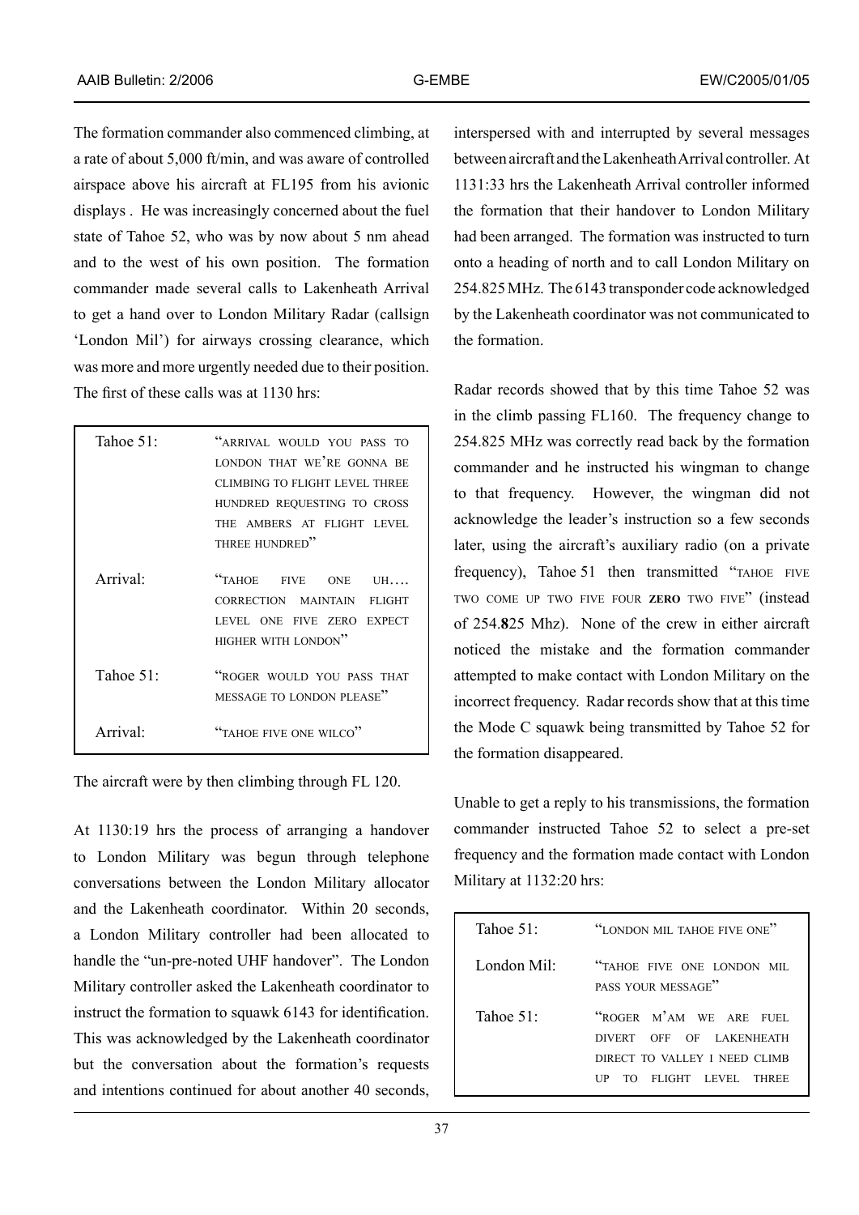The formation commander also commenced climbing, at a rate of about 5,000 ft/min, and was aware of controlled airspace above his aircraft at FL195 from his avionic displays . He was increasingly concerned about the fuel state of Tahoe 52, who was by now about 5 nm ahead and to the west of his own position. The formation commander made several calls to Lakenheath Arrival to get a hand over to London Military Radar (callsign 'London Mil') for airways crossing clearance, which was more and more urgently needed due to their position. The first of these calls was at 1130 hrs:

| | |
|---|---|
| Tahoe 51: | "ARRIVAL WOULD YOU PASS TO LONDON THAT WE'RE GONNA BE CLIMBING TO FLIGHT LEVEL THREE HUNDRED REQUESTING TO CROSS THE AMBERS AT FLIGHT LEVEL THREE HUNDRED" |
| Arrival: | "TAHOE FIVE ONE UH…. CORRECTION MAINTAIN FLIGHT LEVEL ONE FIVE ZERO EXPECT HIGHER WITH LONDON" |
| Tahoe 51: | "ROGER WOULD YOU PASS THAT MESSAGE TO LONDON PLEASE" |
| Arrival: | "TAHOE FIVE ONE WILCO" |

The aircraft were by then climbing through FL 120.

At 1130:19 hrs the process of arranging a handover to London Military was begun through telephone conversations between the London Military allocator and the Lakenheath coordinator. Within 20 seconds, a London Military controller had been allocated to handle the "un-pre-noted UHF handover". The London Military controller asked the Lakenheath coordinator to instruct the formation to squawk 6143 for identification. This was acknowledged by the Lakenheath coordinator but the conversation about the formation's requests and intentions continued for about another 40 seconds, interspersed with and interrupted by several messages between aircraft and the Lakenheath Arrival controller. At 1131:33 hrs the Lakenheath Arrival controller informed the formation that their handover to London Military had been arranged. The formation was instructed to turn onto a heading of north and to call London Military on 254.825 MHz. The 6143 transponder code acknowledged by the Lakenheath coordinator was not communicated to the formation.

Radar records showed that by this time Tahoe 52 was in the climb passing FL160. The frequency change to 254.825 MHz was correctly read back by the formation commander and he instructed his wingman to change to that frequency. However, the wingman did not acknowledge the leader's instruction so a few seconds later, using the aircraft's auxiliary radio (on a private frequency), Tahoe 51 then transmitted "TAHOE FIVE TWO COME UP TWO FIVE FOUR **ZERO** TWO FIVE" (instead of 254.**8**25 Mhz). None of the crew in either aircraft noticed the mistake and the formation commander attempted to make contact with London Military on the incorrect frequency. Radar records show that at this time the Mode C squawk being transmitted by Tahoe 52 for the formation disappeared.

Unable to get a reply to his transmissions, the formation commander instructed Tahoe 52 to select a pre-set frequency and the formation made contact with London Military at 1132:20 hrs:

| | |
|---|---|
| Tahoe 51: | "LONDON MIL TAHOE FIVE ONE" |
| London Mil: | "TAHOE FIVE ONE LONDON MIL PASS YOUR MESSAGE" |
| Tahoe 51: | "ROGER M'AM WE ARE FUEL DIVERT OFF OF LAKENHEATH DIRECT TO VALLEY I NEED CLIMB UP TO FLIGHT LEVEL THREE |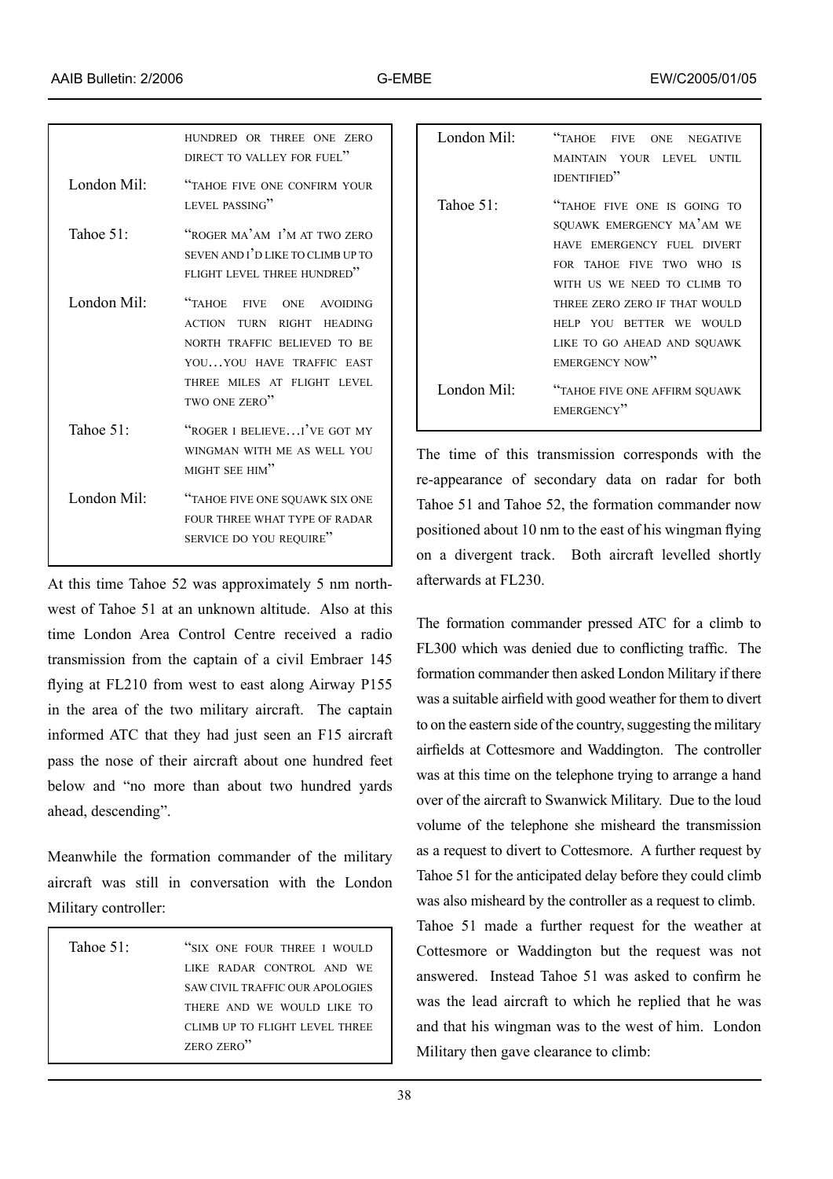| | |
|---|---|
| | "HUNDRED OR THREE ONE ZERO DIRECT TO VALLEY FOR FUEL" |
| London Mil: | "TAHOE FIVE ONE CONFIRM YOUR LEVEL PASSING" |
| Tahoe 51: | "ROGER MA'AM I'M AT TWO ZERO SEVEN AND I'D LIKE TO CLIMB UP TO FLIGHT LEVEL THREE HUNDRED" |
| London Mil: | "TAHOE FIVE ONE AVOIDING ACTION TURN RIGHT HEADING NORTH TRAFFIC BELIEVED TO BE YOU…YOU HAVE TRAFFIC EAST THREE MILES AT FLIGHT LEVEL TWO ONE ZERO" |
| Tahoe 51: | "ROGER I BELIEVE…I'VE GOT MY WINGMAN WITH ME AS WELL YOU MIGHT SEE HIM" |
| London Mil: | "TAHOE FIVE ONE SQUAWK SIX ONE FOUR THREE WHAT TYPE OF RADAR SERVICE DO YOU REQUIRE" |

At this time Tahoe 52 was approximately 5 nm north-west of Tahoe 51 at an unknown altitude. Also at this time London Area Control Centre received a radio transmission from the captain of a civil Embraer 145 flying at FL210 from west to east along Airway P155 in the area of the two military aircraft. The captain informed ATC that they had just seen an F15 aircraft pass the nose of their aircraft about one hundred feet below and "no more than about two hundred yards ahead, descending".

Meanwhile the formation commander of the military aircraft was still in conversation with the London Military controller:

| | |
|---|---|
| Tahoe 51: | "SIX ONE FOUR THREE I WOULD LIKE RADAR CONTROL AND WE SAW CIVIL TRAFFIC OUR APOLOGIES THERE AND WE WOULD LIKE TO CLIMB UP TO FLIGHT LEVEL THREE ZERO ZERO" |
| London Mil: | "TAHOE FIVE ONE NEGATIVE MAINTAIN YOUR LEVEL UNTIL IDENTIFIED" |
| Tahoe 51: | "TAHOE FIVE ONE IS GOING TO SQUAWK EMERGENCY MA'AM WE HAVE EMERGENCY FUEL DIVERT FOR TAHOE FIVE TWO WHO IS WITH US WE NEED TO CLIMB TO THREE ZERO ZERO IF THAT WOULD HELP YOU BETTER WE WOULD LIKE TO GO AHEAD AND SQUAWK EMERGENCY NOW" |
| London Mil: | "TAHOE FIVE ONE AFFIRM SQUAWK EMERGENCY" |

The time of this transmission corresponds with the re-appearance of secondary data on radar for both Tahoe 51 and Tahoe 52, the formation commander now positioned about 10 nm to the east of his wingman flying on a divergent track. Both aircraft levelled shortly afterwards at FL230.

The formation commander pressed ATC for a climb to FL300 which was denied due to conflicting traffic. The formation commander then asked London Military if there was a suitable airfield with good weather for them to divert to on the eastern side of the country, suggesting the military airfields at Cottesmore and Waddington. The controller was at this time on the telephone trying to arrange a hand over of the aircraft to Swanwick Military. Due to the loud volume of the telephone she misheard the transmission as a request to divert to Cottesmore. A further request by Tahoe 51 for the anticipated delay before they could climb was also misheard by the controller as a request to climb. Tahoe 51 made a further request for the weather at Cottesmore or Waddington but the request was not answered. Instead Tahoe 51 was asked to confirm he was the lead aircraft to which he replied that he was and that his wingman was to the west of him. London Military then gave clearance to climb: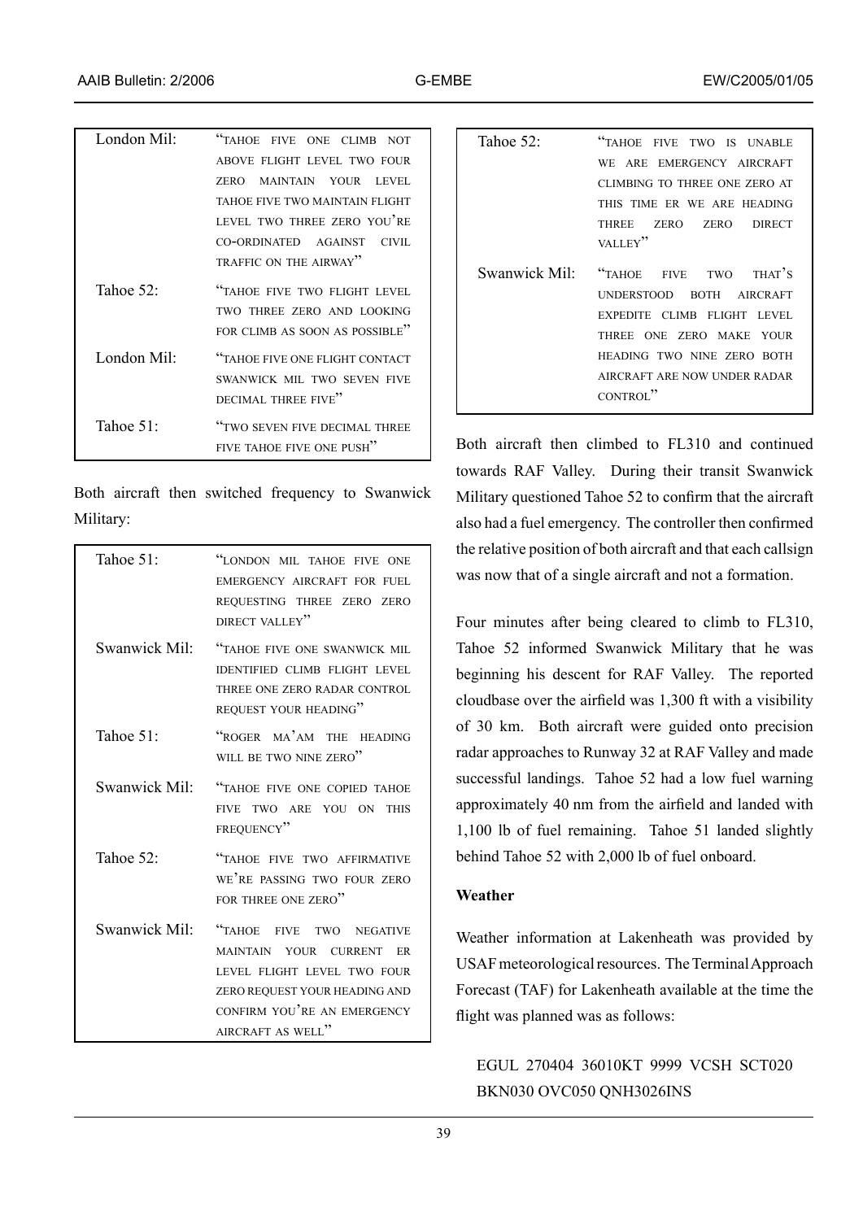| | |
|---|---|
| London Mil: | "TAHOE FIVE ONE CLIMB NOT ABOVE FLIGHT LEVEL TWO FOUR ZERO MAINTAIN YOUR LEVEL TAHOE FIVE TWO MAINTAIN FLIGHT LEVEL TWO THREE ZERO YOU'RE CO-ORDINATED AGAINST CIVIL TRAFFIC ON THE AIRWAY" |
| Tahoe 52: | "TAHOE FIVE TWO FLIGHT LEVEL TWO THREE ZERO AND LOOKING FOR CLIMB AS SOON AS POSSIBLE" |
| London Mil: | "TAHOE FIVE ONE FLIGHT CONTACT SWANWICK MIL TWO SEVEN FIVE DECIMAL THREE FIVE" |
| Tahoe 51: | "TWO SEVEN FIVE DECIMAL THREE FIVE TAHOE FIVE ONE PUSH" |

Both aircraft then switched frequency to Swanwick Military:

| | |
|---|---|
| Tahoe 51: | "LONDON MIL TAHOE FIVE ONE EMERGENCY AIRCRAFT FOR FUEL REQUESTING THREE ZERO ZERO DIRECT VALLEY" |
| Swanwick Mil: | "TAHOE FIVE ONE SWANWICK MIL IDENTIFIED CLIMB FLIGHT LEVEL THREE ONE ZERO RADAR CONTROL REQUEST YOUR HEADING" |
| Tahoe 51: | "ROGER MA'AM THE HEADING WILL BE TWO NINE ZERO" |
| Swanwick Mil: | "TAHOE FIVE ONE COPIED TAHOE FIVE TWO ARE YOU ON THIS FREQUENCY" |
| Tahoe 52: | "TAHOE FIVE TWO AFFIRMATIVE WE'RE PASSING TWO FOUR ZERO FOR THREE ONE ZERO" |
| Swanwick Mil: | "TAHOE FIVE TWO NEGATIVE MAINTAIN YOUR CURRENT ER LEVEL FLIGHT LEVEL TWO FOUR ZERO REQUEST YOUR HEADING AND CONFIRM YOU'RE AN EMERGENCY AIRCRAFT AS WELL" |
| Tahoe 52: | "TAHOE FIVE TWO IS UNABLE WE ARE EMERGENCY AIRCRAFT CLIMBING TO THREE ONE ZERO AT THIS TIME ER WE ARE HEADING THREE ZERO ZERO DIRECT VALLEY" |
| Swanwick Mil: | "TAHOE FIVE TWO THAT'S UNDERSTOOD BOTH AIRCRAFT EXPEDITE CLIMB FLIGHT LEVEL THREE ONE ZERO MAKE YOUR HEADING TWO NINE ZERO BOTH AIRCRAFT ARE NOW UNDER RADAR CONTROL" |

Both aircraft then climbed to FL310 and continued towards RAF Valley. During their transit Swanwick Military questioned Tahoe 52 to confirm that the aircraft also had a fuel emergency. The controller then confirmed the relative position of both aircraft and that each callsign was now that of a single aircraft and not a formation.

Four minutes after being cleared to climb to FL310, Tahoe 52 informed Swanwick Military that he was beginning his descent for RAF Valley. The reported cloudbase over the airfield was 1,300 ft with a visibility of 30 km. Both aircraft were guided onto precision radar approaches to Runway 32 at RAF Valley and made successful landings. Tahoe 52 had a low fuel warning approximately 40 nm from the airfield and landed with 1,100 lb of fuel remaining. Tahoe 51 landed slightly behind Tahoe 52 with 2,000 lb of fuel onboard.

**Weather**

Weather information at Lakenheath was provided by USAF meteorological resources. The Terminal Approach Forecast (TAF) for Lakenheath available at the time the flight was planned was as follows:

EGUL 270404 36010KT 9999 VCSH SCT020 BKN030 OVC050 QNH3026INS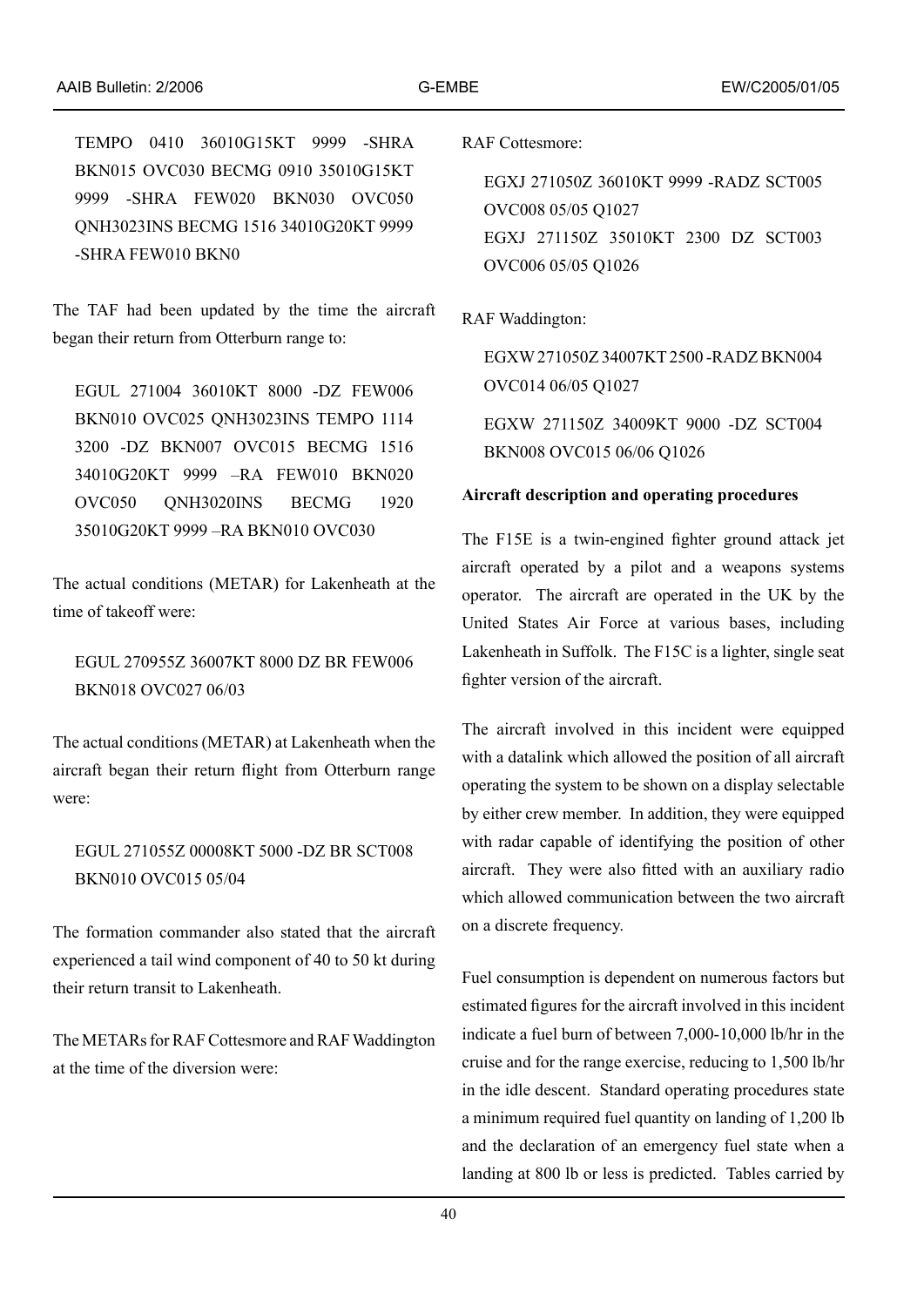TEMPO 0410 36010G15KT 9999 -SHRA BKN015 OVC030 BECMG 0910 35010G15KT 9999 -SHRA FEW020 BKN030 OVC050 QNH3023INS BECMG 1516 34010G20KT 9999 -SHRA FEW010 BKN0

The TAF had been updated by the time the aircraft began their return from Otterburn range to:

EGUL 271004 36010KT 8000 -DZ FEW006 BKN010 OVC025 QNH3023INS TEMPO 1114 3200 -DZ BKN007 OVC015 BECMG 1516 34010G20KT 9999 –RA FEW010 BKN020 OVC050 QNH3020INS BECMG 1920 35010G20KT 9999 –RA BKN010 OVC030

The actual conditions (METAR) for Lakenheath at the time of takeoff were:

EGUL 270955Z 36007KT 8000 DZ BR FEW006 BKN018 OVC027 06/03

The actual conditions (METAR) at Lakenheath when the aircraft began their return flight from Otterburn range were:

EGUL 271055Z 00008KT 5000 -DZ BR SCT008 BKN010 OVC015 05/04

The formation commander also stated that the aircraft experienced a tail wind component of 40 to 50 kt during their return transit to Lakenheath.

The METARs for RAF Cottesmore and RAF Waddington at the time of the diversion were:

RAF Cottesmore:

EGXJ 271050Z 36010KT 9999 -RADZ SCT005 OVC008 05/05 Q1027
EGXJ 271150Z 35010KT 2300 DZ SCT003 OVC006 05/05 Q1026

RAF Waddington:

EGXW 271050Z 34007KT 2500 -RADZ BKN004 OVC014 06/05 Q1027

EGXW 271150Z 34009KT 9000 -DZ SCT004 BKN008 OVC015 06/06 Q1026

**Aircraft description and operating procedures**

The F15E is a twin-engined fighter ground attack jet aircraft operated by a pilot and a weapons systems operator. The aircraft are operated in the UK by the United States Air Force at various bases, including Lakenheath in Suffolk. The F15C is a lighter, single seat fighter version of the aircraft.

The aircraft involved in this incident were equipped with a datalink which allowed the position of all aircraft operating the system to be shown on a display selectable by either crew member. In addition, they were equipped with radar capable of identifying the position of other aircraft. They were also fitted with an auxiliary radio which allowed communication between the two aircraft on a discrete frequency.

Fuel consumption is dependent on numerous factors but estimated figures for the aircraft involved in this incident indicate a fuel burn of between 7,000-10,000 lb/hr in the cruise and for the range exercise, reducing to 1,500 lb/hr in the idle descent. Standard operating procedures state a minimum required fuel quantity on landing of 1,200 lb and the declaration of an emergency fuel state when a landing at 800 lb or less is predicted. Tables carried by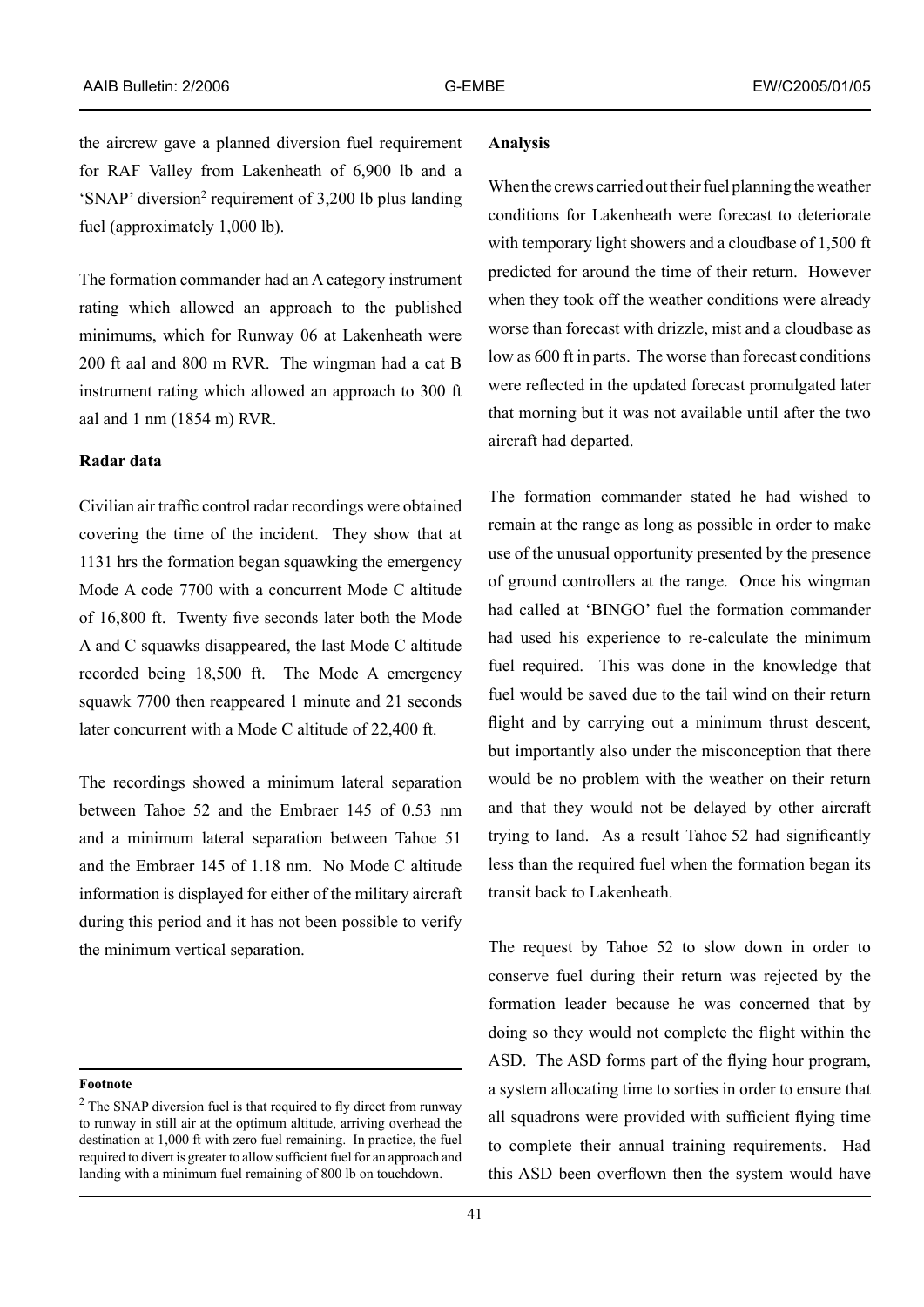the aircrew gave a planned diversion fuel requirement for RAF Valley from Lakenheath of 6,900 lb and a 'SNAP' diversion[2] requirement of 3,200 lb plus landing fuel (approximately 1,000 lb).

The formation commander had an A category instrument rating which allowed an approach to the published minimums, which for Runway 06 at Lakenheath were 200 ft aal and 800 m RVR. The wingman had a cat B instrument rating which allowed an approach to 300 ft aal and 1 nm (1854 m) RVR.

**Radar data**

Civilian air traffic control radar recordings were obtained covering the time of the incident. They show that at 1131 hrs the formation began squawking the emergency Mode A code 7700 with a concurrent Mode C altitude of 16,800 ft. Twenty five seconds later both the Mode A and C squawks disappeared, the last Mode C altitude recorded being 18,500 ft. The Mode A emergency squawk 7700 then reappeared 1 minute and 21 seconds later concurrent with a Mode C altitude of 22,400 ft.

The recordings showed a minimum lateral separation between Tahoe 52 and the Embraer 145 of 0.53 nm and a minimum lateral separation between Tahoe 51 and the Embraer 145 of 1.18 nm. No Mode C altitude information is displayed for either of the military aircraft during this period and it has not been possible to verify the minimum vertical separation.

**Footnote**

[2] The SNAP diversion fuel is that required to fly direct from runway to runway in still air at the optimum altitude, arriving overhead the destination at 1,000 ft with zero fuel remaining. In practice, the fuel required to divert is greater to allow sufficient fuel for an approach and landing with a minimum fuel remaining of 800 lb on touchdown.

**Analysis**

When the crews carried out their fuel planning the weather conditions for Lakenheath were forecast to deteriorate with temporary light showers and a cloudbase of 1,500 ft predicted for around the time of their return. However when they took off the weather conditions were already worse than forecast with drizzle, mist and a cloudbase as low as 600 ft in parts. The worse than forecast conditions were reflected in the updated forecast promulgated later that morning but it was not available until after the two aircraft had departed.

The formation commander stated he had wished to remain at the range as long as possible in order to make use of the unusual opportunity presented by the presence of ground controllers at the range. Once his wingman had called at 'BINGO' fuel the formation commander had used his experience to re-calculate the minimum fuel required. This was done in the knowledge that fuel would be saved due to the tail wind on their return flight and by carrying out a minimum thrust descent, but importantly also under the misconception that there would be no problem with the weather on their return and that they would not be delayed by other aircraft trying to land. As a result Tahoe 52 had significantly less than the required fuel when the formation began its transit back to Lakenheath.

The request by Tahoe 52 to slow down in order to conserve fuel during their return was rejected by the formation leader because he was concerned that by doing so they would not complete the flight within the ASD. The ASD forms part of the flying hour program, a system allocating time to sorties in order to ensure that all squadrons were provided with sufficient flying time to complete their annual training requirements. Had this ASD been overflown then the system would have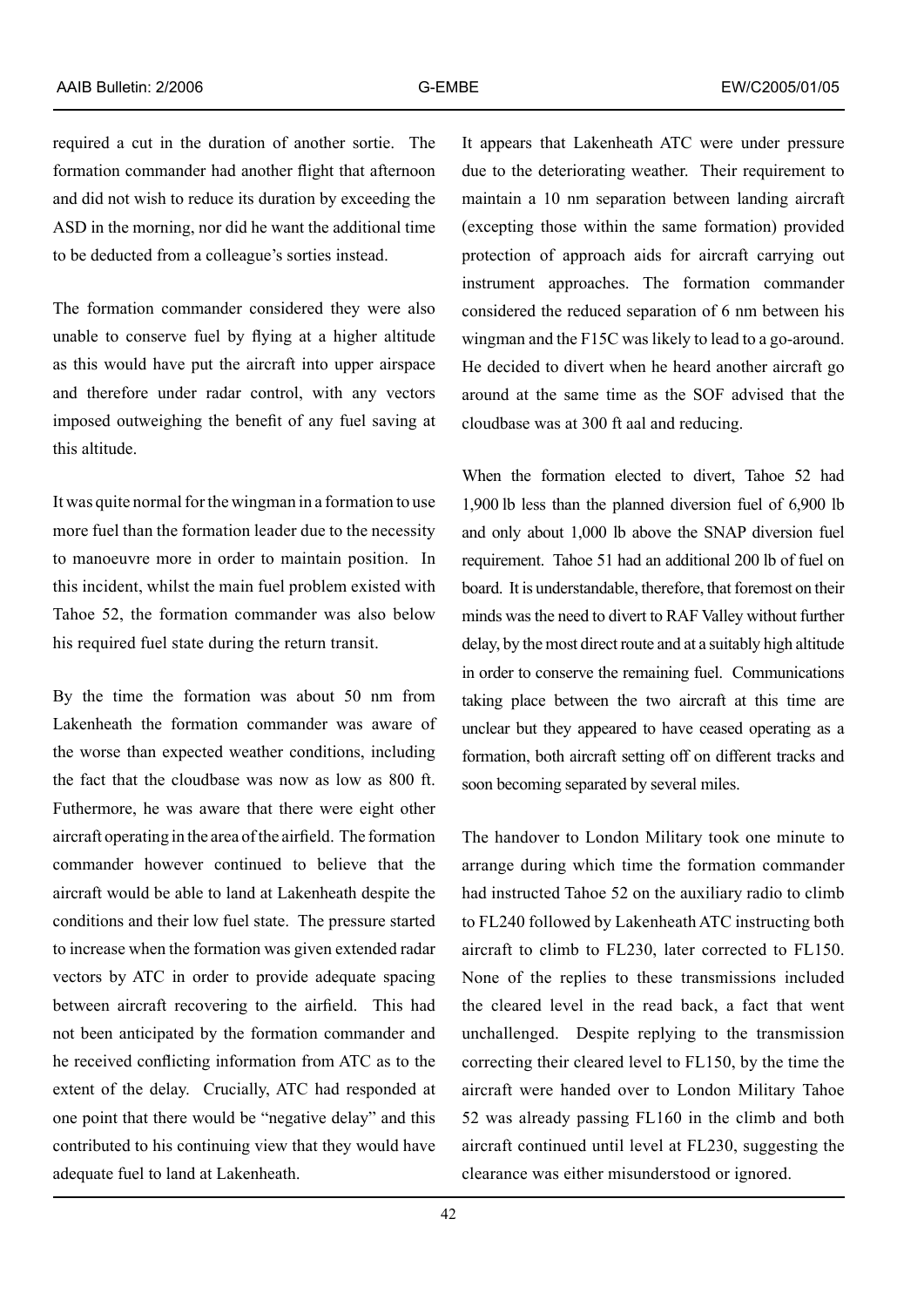required a cut in the duration of another sortie. The formation commander had another flight that afternoon and did not wish to reduce its duration by exceeding the ASD in the morning, nor did he want the additional time to be deducted from a colleague's sorties instead.

The formation commander considered they were also unable to conserve fuel by flying at a higher altitude as this would have put the aircraft into upper airspace and therefore under radar control, with any vectors imposed outweighing the benefit of any fuel saving at this altitude.

It was quite normal for the wingman in a formation to use more fuel than the formation leader due to the necessity to manoeuvre more in order to maintain position. In this incident, whilst the main fuel problem existed with Tahoe 52, the formation commander was also below his required fuel state during the return transit.

By the time the formation was about 50 nm from Lakenheath the formation commander was aware of the worse than expected weather conditions, including the fact that the cloudbase was now as low as 800 ft. Futhermore, he was aware that there were eight other aircraft operating in the area of the airfield. The formation commander however continued to believe that the aircraft would be able to land at Lakenheath despite the conditions and their low fuel state. The pressure started to increase when the formation was given extended radar vectors by ATC in order to provide adequate spacing between aircraft recovering to the airfield. This had not been anticipated by the formation commander and he received conflicting information from ATC as to the extent of the delay. Crucially, ATC had responded at one point that there would be "negative delay" and this contributed to his continuing view that they would have adequate fuel to land at Lakenheath.

It appears that Lakenheath ATC were under pressure due to the deteriorating weather. Their requirement to maintain a 10 nm separation between landing aircraft (excepting those within the same formation) provided protection of approach aids for aircraft carrying out instrument approaches. The formation commander considered the reduced separation of 6 nm between his wingman and the F15C was likely to lead to a go-around. He decided to divert when he heard another aircraft go around at the same time as the SOF advised that the cloudbase was at 300 ft aal and reducing.

When the formation elected to divert, Tahoe 52 had 1,900 lb less than the planned diversion fuel of 6,900 lb and only about 1,000 lb above the SNAP diversion fuel requirement. Tahoe 51 had an additional 200 lb of fuel on board. It is understandable, therefore, that foremost on their minds was the need to divert to RAF Valley without further delay, by the most direct route and at a suitably high altitude in order to conserve the remaining fuel. Communications taking place between the two aircraft at this time are unclear but they appeared to have ceased operating as a formation, both aircraft setting off on different tracks and soon becoming separated by several miles.

The handover to London Military took one minute to arrange during which time the formation commander had instructed Tahoe 52 on the auxiliary radio to climb to FL240 followed by Lakenheath ATC instructing both aircraft to climb to FL230, later corrected to FL150. None of the replies to these transmissions included the cleared level in the read back, a fact that went unchallenged. Despite replying to the transmission correcting their cleared level to FL150, by the time the aircraft were handed over to London Military Tahoe 52 was already passing FL160 in the climb and both aircraft continued until level at FL230, suggesting the clearance was either misunderstood or ignored.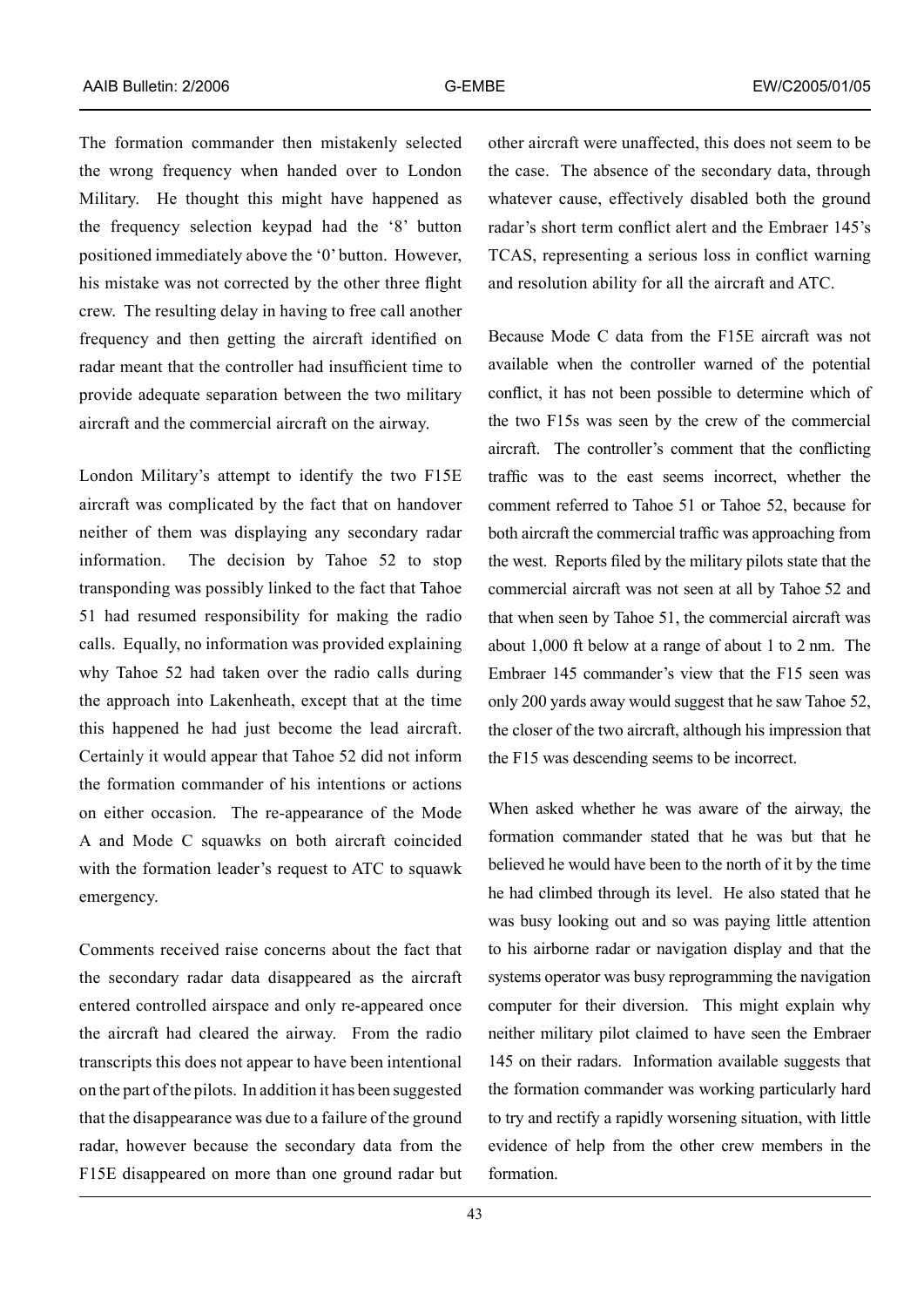The formation commander then mistakenly selected the wrong frequency when handed over to London Military. He thought this might have happened as the frequency selection keypad had the '8' button positioned immediately above the '0' button. However, his mistake was not corrected by the other three flight crew. The resulting delay in having to free call another frequency and then getting the aircraft identified on radar meant that the controller had insufficient time to provide adequate separation between the two military aircraft and the commercial aircraft on the airway.

London Military's attempt to identify the two F15E aircraft was complicated by the fact that on handover neither of them was displaying any secondary radar information. The decision by Tahoe 52 to stop transponding was possibly linked to the fact that Tahoe 51 had resumed responsibility for making the radio calls. Equally, no information was provided explaining why Tahoe 52 had taken over the radio calls during the approach into Lakenheath, except that at the time this happened he had just become the lead aircraft. Certainly it would appear that Tahoe 52 did not inform the formation commander of his intentions or actions on either occasion. The re-appearance of the Mode A and Mode C squawks on both aircraft coincided with the formation leader's request to ATC to squawk emergency.

Comments received raise concerns about the fact that the secondary radar data disappeared as the aircraft entered controlled airspace and only re-appeared once the aircraft had cleared the airway. From the radio transcripts this does not appear to have been intentional on the part of the pilots. In addition it has been suggested that the disappearance was due to a failure of the ground radar, however because the secondary data from the F15E disappeared on more than one ground radar but other aircraft were unaffected, this does not seem to be the case. The absence of the secondary data, through whatever cause, effectively disabled both the ground radar's short term conflict alert and the Embraer 145's TCAS, representing a serious loss in conflict warning and resolution ability for all the aircraft and ATC.

Because Mode C data from the F15E aircraft was not available when the controller warned of the potential conflict, it has not been possible to determine which of the two F15s was seen by the crew of the commercial aircraft. The controller's comment that the conflicting traffic was to the east seems incorrect, whether the comment referred to Tahoe 51 or Tahoe 52, because for both aircraft the commercial traffic was approaching from the west. Reports filed by the military pilots state that the commercial aircraft was not seen at all by Tahoe 52 and that when seen by Tahoe 51, the commercial aircraft was about 1,000 ft below at a range of about 1 to 2 nm. The Embraer 145 commander's view that the F15 seen was only 200 yards away would suggest that he saw Tahoe 52, the closer of the two aircraft, although his impression that the F15 was descending seems to be incorrect.

When asked whether he was aware of the airway, the formation commander stated that he was but that he believed he would have been to the north of it by the time he had climbed through its level. He also stated that he was busy looking out and so was paying little attention to his airborne radar or navigation display and that the systems operator was busy reprogramming the navigation computer for their diversion. This might explain why neither military pilot claimed to have seen the Embraer 145 on their radars. Information available suggests that the formation commander was working particularly hard to try and rectify a rapidly worsening situation, with little evidence of help from the other crew members in the formation.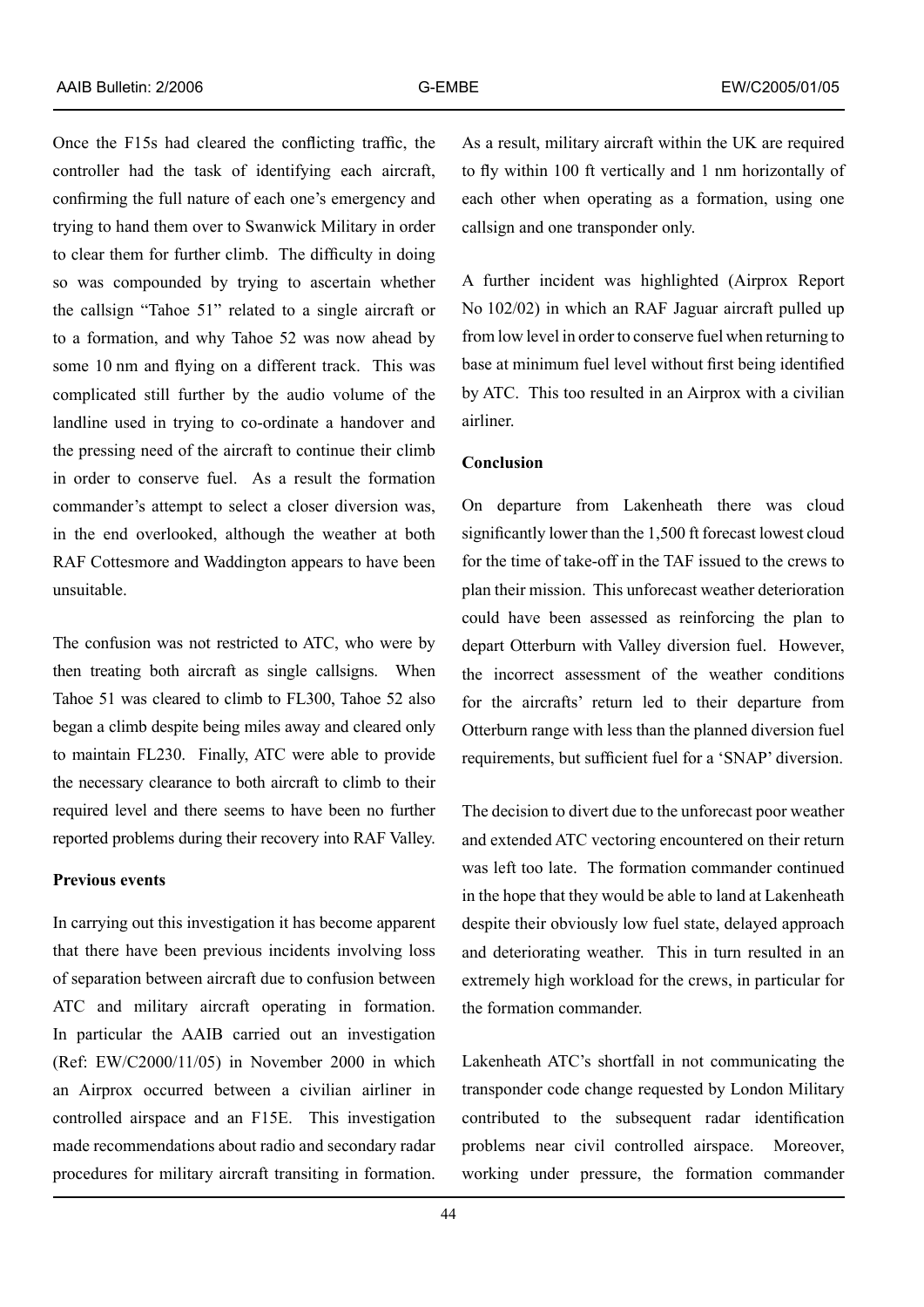Once the F15s had cleared the conflicting traffic, the controller had the task of identifying each aircraft, confirming the full nature of each one's emergency and trying to hand them over to Swanwick Military in order to clear them for further climb. The difficulty in doing so was compounded by trying to ascertain whether the callsign "Tahoe 51" related to a single aircraft or to a formation, and why Tahoe 52 was now ahead by some 10 nm and flying on a different track. This was complicated still further by the audio volume of the landline used in trying to co-ordinate a handover and the pressing need of the aircraft to continue their climb in order to conserve fuel. As a result the formation commander's attempt to select a closer diversion was, in the end overlooked, although the weather at both RAF Cottesmore and Waddington appears to have been unsuitable.

The confusion was not restricted to ATC, who were by then treating both aircraft as single callsigns. When Tahoe 51 was cleared to climb to FL300, Tahoe 52 also began a climb despite being miles away and cleared only to maintain FL230. Finally, ATC were able to provide the necessary clearance to both aircraft to climb to their required level and there seems to have been no further reported problems during their recovery into RAF Valley.

**Previous events**

In carrying out this investigation it has become apparent that there have been previous incidents involving loss of separation between aircraft due to confusion between ATC and military aircraft operating in formation. In particular the AAIB carried out an investigation (Ref: EW/C2000/11/05) in November 2000 in which an Airprox occurred between a civilian airliner in controlled airspace and an F15E. This investigation made recommendations about radio and secondary radar procedures for military aircraft transiting in formation. As a result, military aircraft within the UK are required to fly within 100 ft vertically and 1 nm horizontally of each other when operating as a formation, using one callsign and one transponder only.

A further incident was highlighted (Airprox Report No 102/02) in which an RAF Jaguar aircraft pulled up from low level in order to conserve fuel when returning to base at minimum fuel level without first being identified by ATC. This too resulted in an Airprox with a civilian airliner.

**Conclusion**

On departure from Lakenheath there was cloud significantly lower than the 1,500 ft forecast lowest cloud for the time of take-off in the TAF issued to the crews to plan their mission. This unforecast weather deterioration could have been assessed as reinforcing the plan to depart Otterburn with Valley diversion fuel. However, the incorrect assessment of the weather conditions for the aircrafts' return led to their departure from Otterburn range with less than the planned diversion fuel requirements, but sufficient fuel for a 'SNAP' diversion.

The decision to divert due to the unforecast poor weather and extended ATC vectoring encountered on their return was left too late. The formation commander continued in the hope that they would be able to land at Lakenheath despite their obviously low fuel state, delayed approach and deteriorating weather. This in turn resulted in an extremely high workload for the crews, in particular for the formation commander.

Lakenheath ATC's shortfall in not communicating the transponder code change requested by London Military contributed to the subsequent radar identification problems near civil controlled airspace. Moreover, working under pressure, the formation commander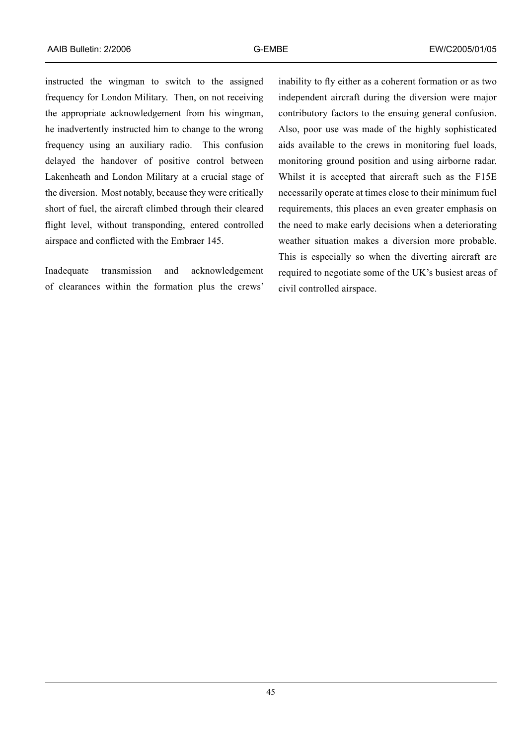instructed the wingman to switch to the assigned frequency for London Military. Then, on not receiving the appropriate acknowledgement from his wingman, he inadvertently instructed him to change to the wrong frequency using an auxiliary radio. This confusion delayed the handover of positive control between Lakenheath and London Military at a crucial stage of the diversion. Most notably, because they were critically short of fuel, the aircraft climbed through their cleared flight level, without transponding, entered controlled airspace and conflicted with the Embraer 145.

Inadequate transmission and acknowledgement of clearances within the formation plus the crews' inability to fly either as a coherent formation or as two independent aircraft during the diversion were major contributory factors to the ensuing general confusion. Also, poor use was made of the highly sophisticated aids available to the crews in monitoring fuel loads, monitoring ground position and using airborne radar. Whilst it is accepted that aircraft such as the F15E necessarily operate at times close to their minimum fuel requirements, this places an even greater emphasis on the need to make early decisions when a deteriorating weather situation makes a diversion more probable. This is especially so when the diverting aircraft are required to negotiate some of the UK's busiest areas of civil controlled airspace.